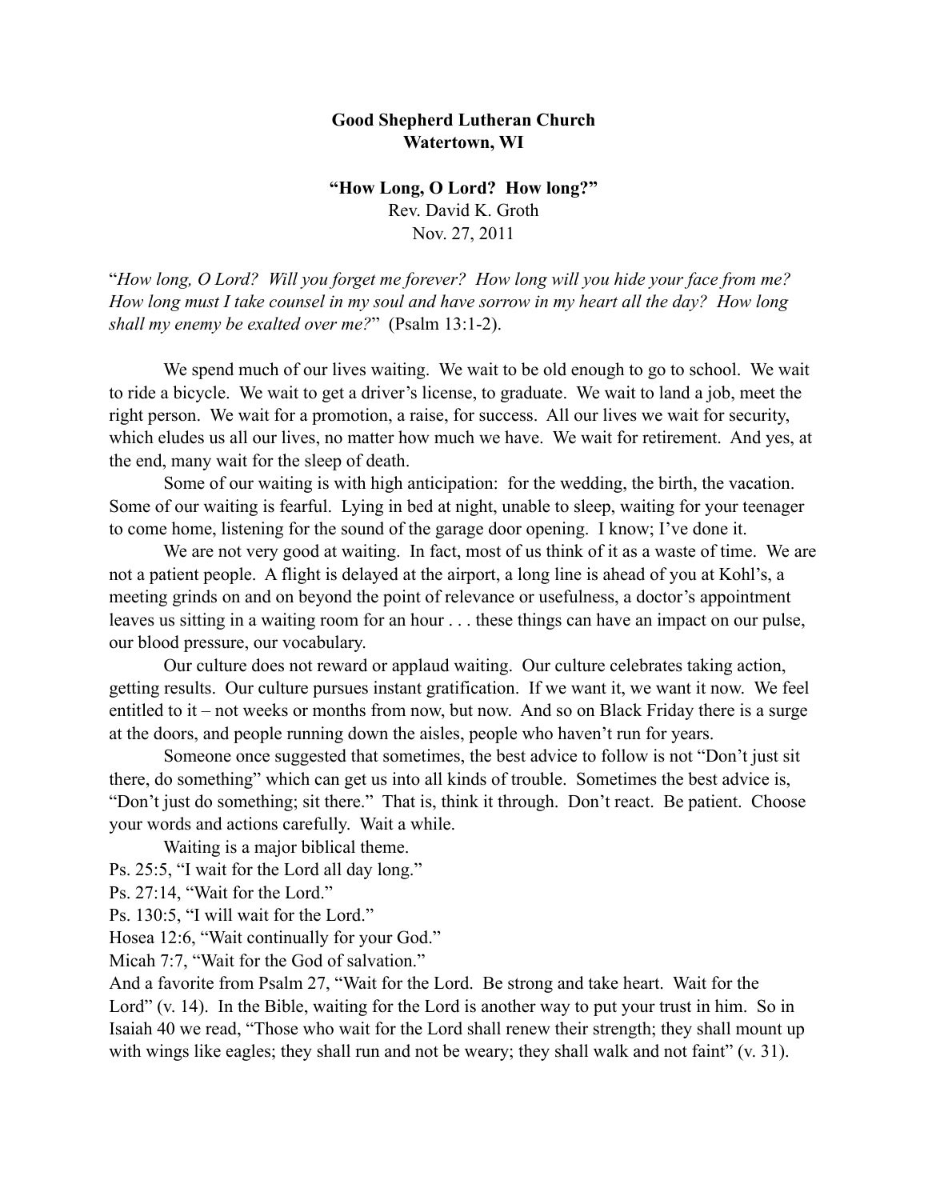**Good Shepherd Lutheran Church**
**Watertown, WI**

**"How Long, O Lord? How long?"**
Rev. David K. Groth
Nov. 27, 2011

"*How long, O Lord? Will you forget me forever? How long will you hide your face from me? How long must I take counsel in my soul and have sorrow in my heart all the day? How long shall my enemy be exalted over me?*" (Psalm 13:1-2).

We spend much of our lives waiting. We wait to be old enough to go to school. We wait to ride a bicycle. We wait to get a driver's license, to graduate. We wait to land a job, meet the right person. We wait for a promotion, a raise, for success. All our lives we wait for security, which eludes us all our lives, no matter how much we have. We wait for retirement. And yes, at the end, many wait for the sleep of death.

Some of our waiting is with high anticipation: for the wedding, the birth, the vacation. Some of our waiting is fearful. Lying in bed at night, unable to sleep, waiting for your teenager to come home, listening for the sound of the garage door opening. I know; I've done it.

We are not very good at waiting. In fact, most of us think of it as a waste of time. We are not a patient people. A flight is delayed at the airport, a long line is ahead of you at Kohl's, a meeting grinds on and on beyond the point of relevance or usefulness, a doctor's appointment leaves us sitting in a waiting room for an hour . . . these things can have an impact on our pulse, our blood pressure, our vocabulary.

Our culture does not reward or applaud waiting. Our culture celebrates taking action, getting results. Our culture pursues instant gratification. If we want it, we want it now. We feel entitled to it – not weeks or months from now, but now. And so on Black Friday there is a surge at the doors, and people running down the aisles, people who haven't run for years.

Someone once suggested that sometimes, the best advice to follow is not "Don't just sit there, do something" which can get us into all kinds of trouble. Sometimes the best advice is, "Don't just do something; sit there." That is, think it through. Don't react. Be patient. Choose your words and actions carefully. Wait a while.

Waiting is a major biblical theme.

Ps. 25:5, "I wait for the Lord all day long."
Ps. 27:14, "Wait for the Lord."
Ps. 130:5, "I will wait for the Lord."
Hosea 12:6, "Wait continually for your God."
Micah 7:7, "Wait for the God of salvation."
And a favorite from Psalm 27, "Wait for the Lord. Be strong and take heart. Wait for the Lord" (v. 14). In the Bible, waiting for the Lord is another way to put your trust in him. So in Isaiah 40 we read, "Those who wait for the Lord shall renew their strength; they shall mount up with wings like eagles; they shall run and not be weary; they shall walk and not faint" (v. 31).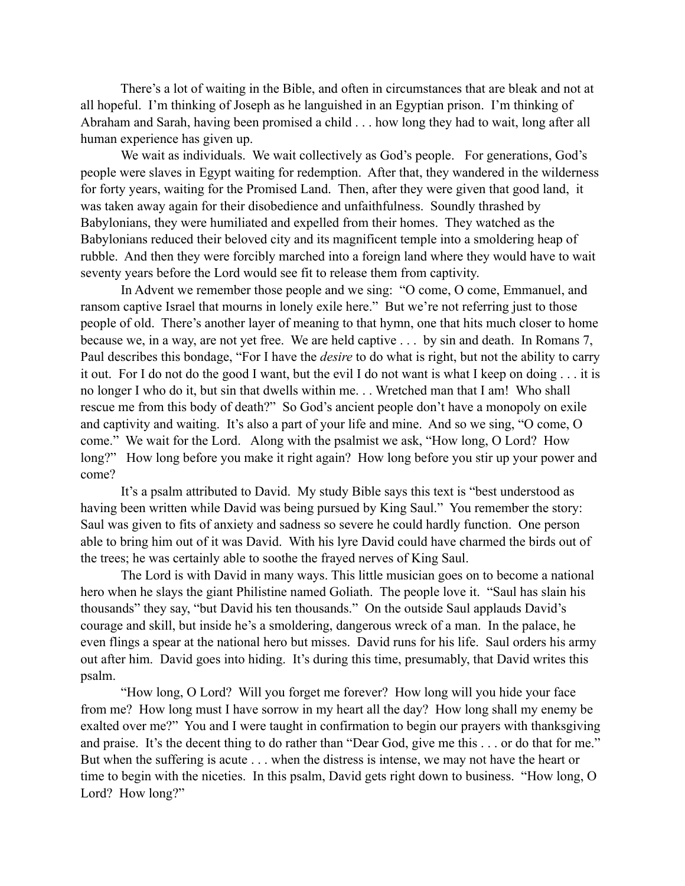There's a lot of waiting in the Bible, and often in circumstances that are bleak and not at all hopeful. I'm thinking of Joseph as he languished in an Egyptian prison. I'm thinking of Abraham and Sarah, having been promised a child . . . how long they had to wait, long after all human experience has given up.

We wait as individuals. We wait collectively as God's people. For generations, God's people were slaves in Egypt waiting for redemption. After that, they wandered in the wilderness for forty years, waiting for the Promised Land. Then, after they were given that good land, it was taken away again for their disobedience and unfaithfulness. Soundly thrashed by Babylonians, they were humiliated and expelled from their homes. They watched as the Babylonians reduced their beloved city and its magnificent temple into a smoldering heap of rubble. And then they were forcibly marched into a foreign land where they would have to wait seventy years before the Lord would see fit to release them from captivity.

In Advent we remember those people and we sing: "O come, O come, Emmanuel, and ransom captive Israel that mourns in lonely exile here." But we're not referring just to those people of old. There's another layer of meaning to that hymn, one that hits much closer to home because we, in a way, are not yet free. We are held captive . . . by sin and death. In Romans 7, Paul describes this bondage, "For I have the *desire* to do what is right, but not the ability to carry it out. For I do not do the good I want, but the evil I do not want is what I keep on doing . . . it is no longer I who do it, but sin that dwells within me. . . Wretched man that I am! Who shall rescue me from this body of death?" So God's ancient people don't have a monopoly on exile and captivity and waiting. It's also a part of your life and mine. And so we sing, "O come, O come." We wait for the Lord. Along with the psalmist we ask, "How long, O Lord? How long?" How long before you make it right again? How long before you stir up your power and come?

It's a psalm attributed to David. My study Bible says this text is "best understood as having been written while David was being pursued by King Saul." You remember the story: Saul was given to fits of anxiety and sadness so severe he could hardly function. One person able to bring him out of it was David. With his lyre David could have charmed the birds out of the trees; he was certainly able to soothe the frayed nerves of King Saul.

The Lord is with David in many ways. This little musician goes on to become a national hero when he slays the giant Philistine named Goliath. The people love it. "Saul has slain his thousands" they say, "but David his ten thousands." On the outside Saul applauds David's courage and skill, but inside he's a smoldering, dangerous wreck of a man. In the palace, he even flings a spear at the national hero but misses. David runs for his life. Saul orders his army out after him. David goes into hiding. It's during this time, presumably, that David writes this psalm.

"How long, O Lord? Will you forget me forever? How long will you hide your face from me? How long must I have sorrow in my heart all the day? How long shall my enemy be exalted over me?" You and I were taught in confirmation to begin our prayers with thanksgiving and praise. It's the decent thing to do rather than "Dear God, give me this . . . or do that for me." But when the suffering is acute . . . when the distress is intense, we may not have the heart or time to begin with the niceties. In this psalm, David gets right down to business. "How long, O Lord? How long?"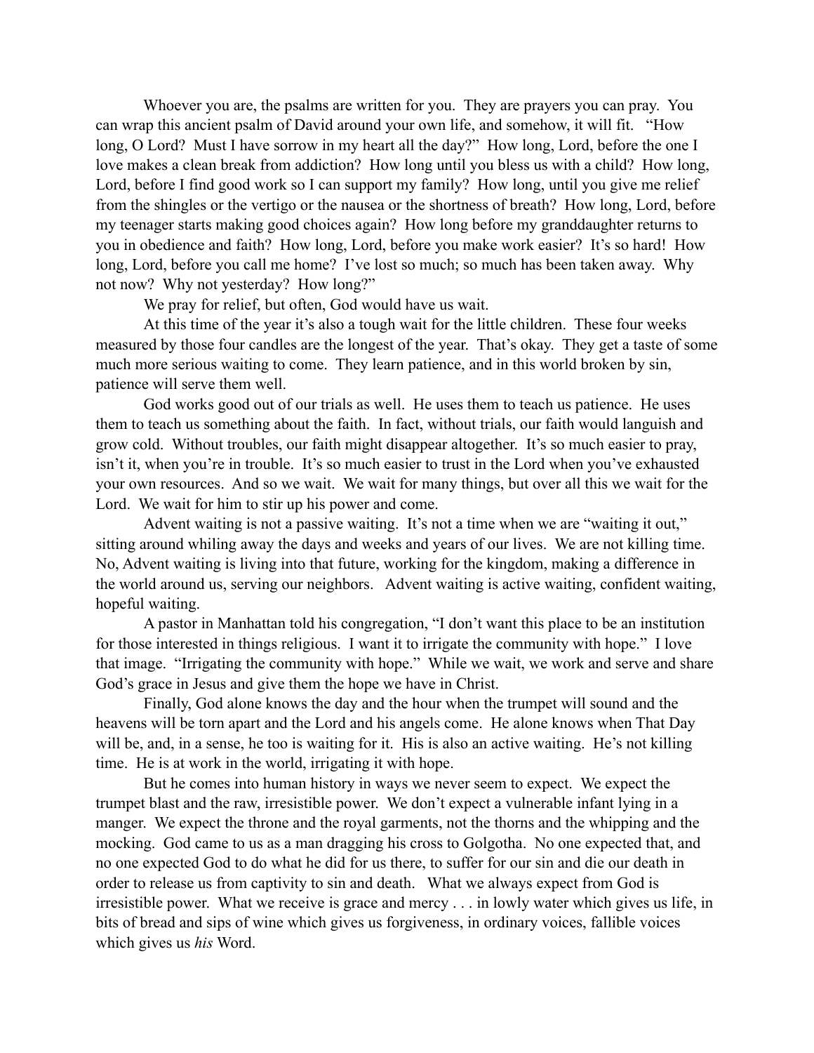Whoever you are, the psalms are written for you. They are prayers you can pray. You can wrap this ancient psalm of David around your own life, and somehow, it will fit. "How long, O Lord? Must I have sorrow in my heart all the day?" How long, Lord, before the one I love makes a clean break from addiction? How long until you bless us with a child? How long, Lord, before I find good work so I can support my family? How long, until you give me relief from the shingles or the vertigo or the nausea or the shortness of breath? How long, Lord, before my teenager starts making good choices again? How long before my granddaughter returns to you in obedience and faith? How long, Lord, before you make work easier? It's so hard! How long, Lord, before you call me home? I've lost so much; so much has been taken away. Why not now? Why not yesterday? How long?"

We pray for relief, but often, God would have us wait.

At this time of the year it's also a tough wait for the little children. These four weeks measured by those four candles are the longest of the year. That's okay. They get a taste of some much more serious waiting to come. They learn patience, and in this world broken by sin, patience will serve them well.

God works good out of our trials as well. He uses them to teach us patience. He uses them to teach us something about the faith. In fact, without trials, our faith would languish and grow cold. Without troubles, our faith might disappear altogether. It's so much easier to pray, isn't it, when you're in trouble. It's so much easier to trust in the Lord when you've exhausted your own resources. And so we wait. We wait for many things, but over all this we wait for the Lord. We wait for him to stir up his power and come.

Advent waiting is not a passive waiting. It's not a time when we are "waiting it out," sitting around whiling away the days and weeks and years of our lives. We are not killing time. No, Advent waiting is living into that future, working for the kingdom, making a difference in the world around us, serving our neighbors. Advent waiting is active waiting, confident waiting, hopeful waiting.

A pastor in Manhattan told his congregation, "I don't want this place to be an institution for those interested in things religious. I want it to irrigate the community with hope." I love that image. "Irrigating the community with hope." While we wait, we work and serve and share God's grace in Jesus and give them the hope we have in Christ.

Finally, God alone knows the day and the hour when the trumpet will sound and the heavens will be torn apart and the Lord and his angels come. He alone knows when That Day will be, and, in a sense, he too is waiting for it. His is also an active waiting. He's not killing time. He is at work in the world, irrigating it with hope.

But he comes into human history in ways we never seem to expect. We expect the trumpet blast and the raw, irresistible power. We don't expect a vulnerable infant lying in a manger. We expect the throne and the royal garments, not the thorns and the whipping and the mocking. God came to us as a man dragging his cross to Golgotha. No one expected that, and no one expected God to do what he did for us there, to suffer for our sin and die our death in order to release us from captivity to sin and death. What we always expect from God is irresistible power. What we receive is grace and mercy . . . in lowly water which gives us life, in bits of bread and sips of wine which gives us forgiveness, in ordinary voices, fallible voices which gives us *his* Word.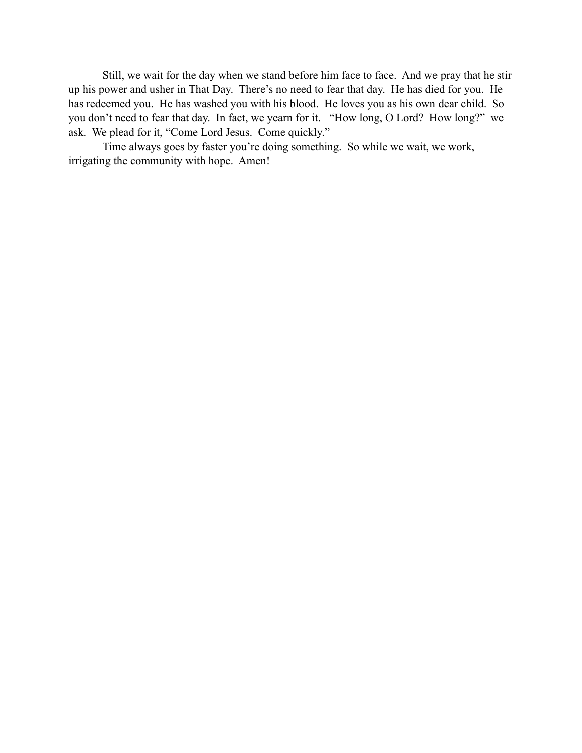Still, we wait for the day when we stand before him face to face. And we pray that he stir up his power and usher in That Day. There's no need to fear that day. He has died for you. He has redeemed you. He has washed you with his blood. He loves you as his own dear child. So you don't need to fear that day. In fact, we yearn for it. "How long, O Lord? How long?" we ask. We plead for it, "Come Lord Jesus. Come quickly."

Time always goes by faster you're doing something. So while we wait, we work, irrigating the community with hope. Amen!